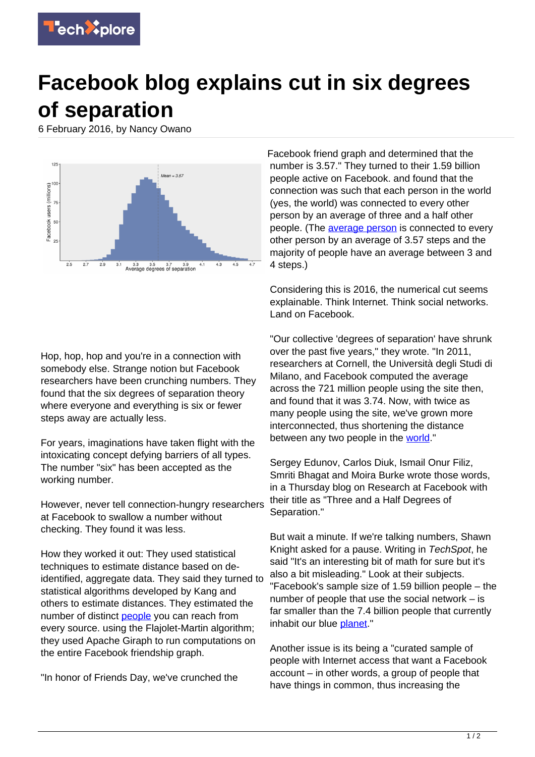# Facebook blog explains cut in six degrees of separation

6 February 2016, by Nancy Owano

Hop, hop, hop and you're in a connection with somebody else. Strange notion but Facebook researchers have been crunching numbers. They found that the six degrees of separation theory where everyone and everything is six or fewer steps away are actually less.

For years, imaginations have taken flight with the intoxicating concept defying barriers of all types. The number "six" has been accepted as the working number.

However, never tell connection-hungry researchers at Facebook to swallow a number without checking. They found it was less.

How they worked it out: They used statistical techniques to estimate distance based on de-identified, aggregate data. They said they turned to statistical algorithms developed by Kang and others to estimate distances. They estimated the number of distinct people you can reach from every source. using the Flajolet-Martin algorithm; they used Apache Giraph to run computations on the entire Facebook friendship graph.

"In honor of Friends Day, we've crunched the Facebook friend graph and determined that the number is 3.57." They turned to their 1.59 billion people active on Facebook. and found that the connection was such that each person in the world (yes, the world) was connected to every other person by an average of three and a half other people. (The average person is connected to every other person by an average of 3.57 steps and the majority of people have an average between 3 and 4 steps.)

Considering this is 2016, the numerical cut seems explainable. Think Internet. Think social networks. Land on Facebook.

"Our collective 'degrees of separation' have shrunk over the past five years," they wrote. "In 2011, researchers at Cornell, the Università degli Studi di Milano, and Facebook computed the average across the 721 million people using the site then, and found that it was 3.74. Now, with twice as many people using the site, we've grown more interconnected, thus shortening the distance between any two people in the world."

Sergey Edunov, Carlos Diuk, Ismail Onur Filiz, Smriti Bhagat and Moira Burke wrote those words, in a Thursday blog on Research at Facebook with their title as "Three and a Half Degrees of Separation."

But wait a minute. If we're talking numbers, Shawn Knight asked for a pause. Writing in *TechSpot*, he said "It's an interesting bit of math for sure but it's also a bit misleading." Look at their subjects. "Facebook's sample size of 1.59 billion people – the number of people that use the social network – is far smaller than the 7.4 billion people that currently inhabit our blue planet."

Another issue is its being a "curated sample of people with Internet access that want a Facebook account – in other words, a group of people that have things in common, thus increasing the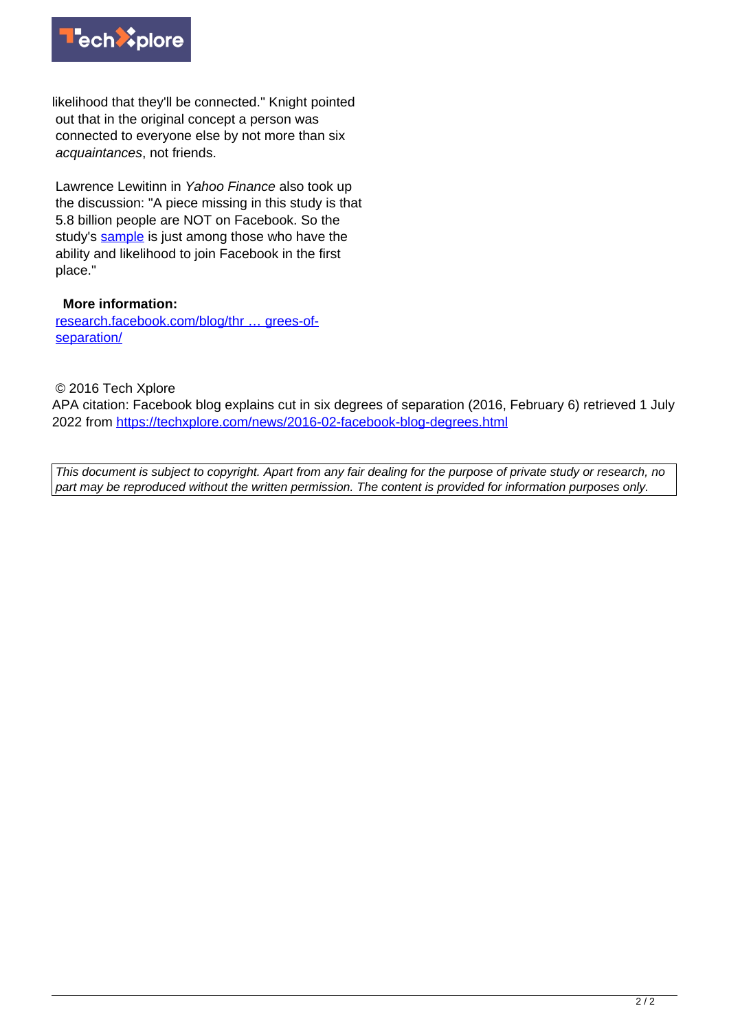likelihood that they'll be connected." Knight pointed out that in the original concept a person was connected to everyone else by not more than six *acquaintances*, not friends.

Lawrence Lewitinn in *Yahoo Finance* also took up the discussion: "A piece missing in this study is that 5.8 billion people are NOT on Facebook. So the study's sample is just among those who have the ability and likelihood to join Facebook in the first place."

**More information:** research.facebook.com/blog/thr … grees-of-separation/

© 2016 Tech Xplore

APA citation: Facebook blog explains cut in six degrees of separation (2016, February 6) retrieved 1 July 2022 from https://techxplore.com/news/2016-02-facebook-blog-degrees.html

*This document is subject to copyright. Apart from any fair dealing for the purpose of private study or research, no part may be reproduced without the written permission. The content is provided for information purposes only.*